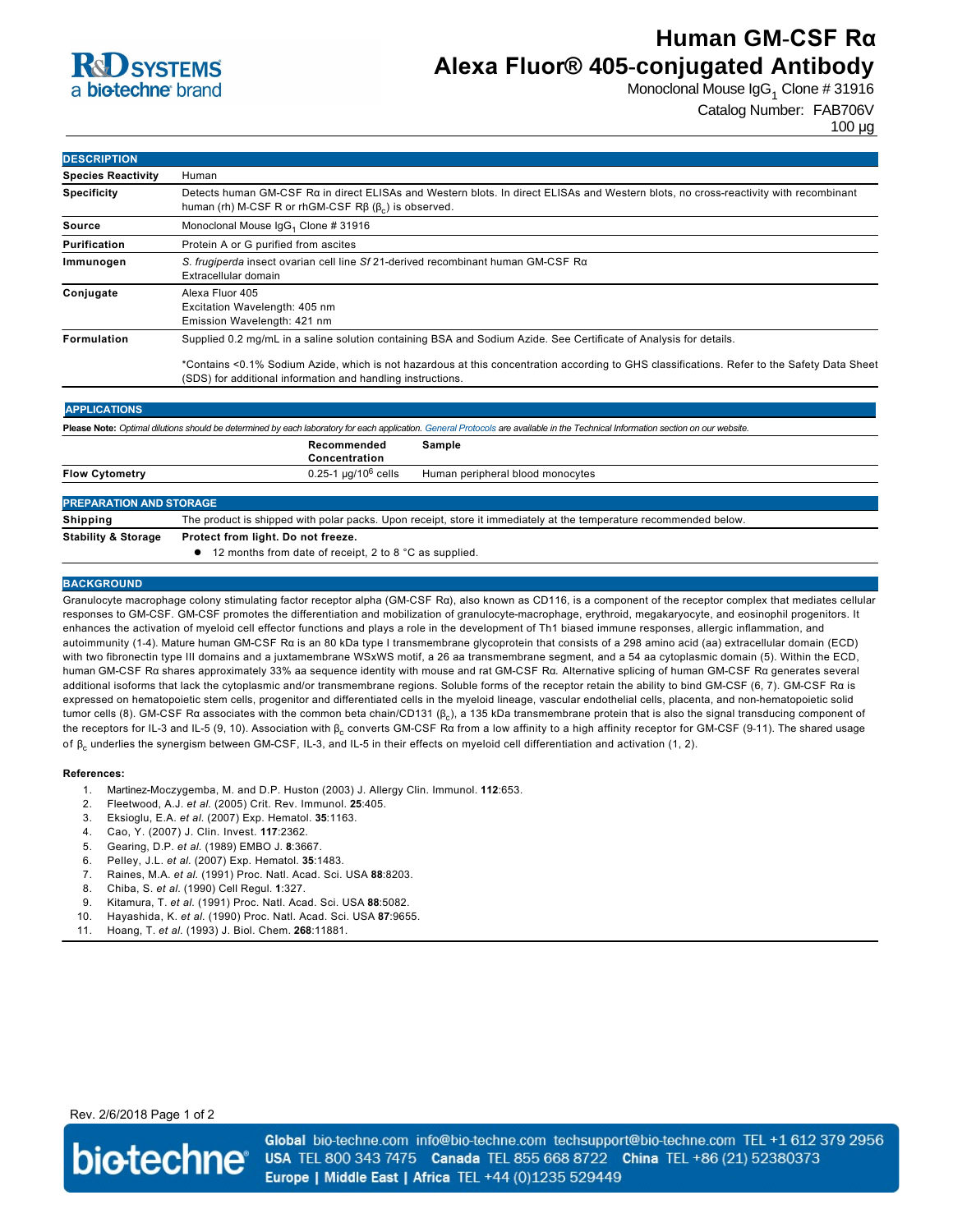# Human GM-CSF Rα Alexa Fluor® 405-conjugated Antibody

Monoclonal Mouse $IgG_1$ Clone # 31916

Catalog Number: FAB706V

100 µg

## DESCRIPTION

| | |
|---|---|
| **Species Reactivity** | Human |
| **Specificity** | Detects human GM-CSF Rα in direct ELISAs and Western blots. In direct ELISAs and Western blots, no cross-reactivity with recombinant human (rh) M-CSF R or rhGM-CSF Rβ ($\beta_c$) is observed. |
| **Source** | Monoclonal Mouse $IgG_1$ Clone # 31916 |
| **Purification** | Protein A or G purified from ascites |
| **Immunogen** | *S. frugiperda* insect ovarian cell line *Sf* 21-derived recombinant human GM-CSF Rα<br>Extracellular domain |
| **Conjugate** | Alexa Fluor 405<br>Excitation Wavelength: 405 nm<br>Emission Wavelength: 421 nm |
| **Formulation** | Supplied 0.2 mg/mL in a saline solution containing BSA and Sodium Azide. See Certificate of Analysis for details.<br><br>*Contains <0.1% Sodium Azide, which is not hazardous at this concentration according to GHS classifications. Refer to the Safety Data Sheet (SDS) for additional information and handling instructions. |

## APPLICATIONS

**Please Note:** *Optimal dilutions should be determined by each laboratory for each application. General Protocols are available in the Technical Information section on our website.*

| | Recommended Concentration | Sample |
|---|---|---|
| **Flow Cytometry** | 0.25-1 µg/$10^6$ cells | Human peripheral blood monocytes |

## PREPARATION AND STORAGE

| | |
|---|---|
| **Shipping** | The product is shipped with polar packs. Upon receipt, store it immediately at the temperature recommended below. |
| **Stability & Storage** | **Protect from light. Do not freeze.**<br>● 12 months from date of receipt, 2 to 8 °C as supplied. |

## BACKGROUND

Granulocyte macrophage colony stimulating factor receptor alpha (GM-CSF Rα), also known as CD116, is a component of the receptor complex that mediates cellular responses to GM-CSF. GM-CSF promotes the differentiation and mobilization of granulocyte-macrophage, erythroid, megakaryocyte, and eosinophil progenitors. It enhances the activation of myeloid cell effector functions and plays a role in the development of Th1 biased immune responses, allergic inflammation, and autoimmunity (1-4). Mature human GM-CSF Rα is an 80 kDa type I transmembrane glycoprotein that consists of a 298 amino acid (aa) extracellular domain (ECD) with two fibronectin type III domains and a juxtamembrane WSxWS motif, a 26 aa transmembrane segment, and a 54 aa cytoplasmic domain (5). Within the ECD, human GM-CSF Rα shares approximately 33% aa sequence identity with mouse and rat GM-CSF Rα. Alternative splicing of human GM-CSF Rα generates several additional isoforms that lack the cytoplasmic and/or transmembrane regions. Soluble forms of the receptor retain the ability to bind GM-CSF (6, 7). GM-CSF Rα is expressed on hematopoietic stem cells, progenitor and differentiated cells in the myeloid lineage, vascular endothelial cells, placenta, and non-hematopoietic solid tumor cells (8). GM-CSF Rα associates with the common beta chain/CD131 ($\beta_c$), a 135 kDa transmembrane protein that is also the signal transducing component of the receptors for IL-3 and IL-5 (9, 10). Association with $\beta_c$ converts GM-CSF Rα from a low affinity to a high affinity receptor for GM-CSF (9-11). The shared usage of $\beta_c$ underlies the synergism between GM-CSF, IL-3, and IL-5 in their effects on myeloid cell differentiation and activation (1, 2).

**References:**

1. Martinez-Moczygemba, M. and D.P. Huston (2003) J. Allergy Clin. Immunol. **112**:653.
2. Fleetwood, A.J. *et al.* (2005) Crit. Rev. Immunol. **25**:405.
3. Eksioglu, E.A. *et al.* (2007) Exp. Hematol. **35**:1163.
4. Cao, Y. (2007) J. Clin. Invest. **117**:2362.
5. Gearing, D.P. *et al.* (1989) EMBO J. **8**:3667.
6. Pelley, J.L. *et al.* (2007) Exp. Hematol. **35**:1483.
7. Raines, M.A. *et al.* (1991) Proc. Natl. Acad. Sci. USA **88**:8203.
8. Chiba, S. *et al.* (1990) Cell Regul. **1**:327.
9. Kitamura, T. *et al.* (1991) Proc. Natl. Acad. Sci. USA **88**:5082.
10. Hayashida, K. *et al.* (1990) Proc. Natl. Acad. Sci. USA **87**:9655.
11. Hoang, T. *et al.* (1993) J. Biol. Chem. **268**:11881.

Rev. 2/6/2018

**Global** bio-techne.com info@bio-techne.com techsupport@bio-techne.com TEL +1 612 379 2956 **USA** TEL 800 343 7475 **Canada** TEL 855 668 8722 **China** TEL +86 (21) 52380373 **Europe | Middle East | Africa** TEL +44 (0)1235 529449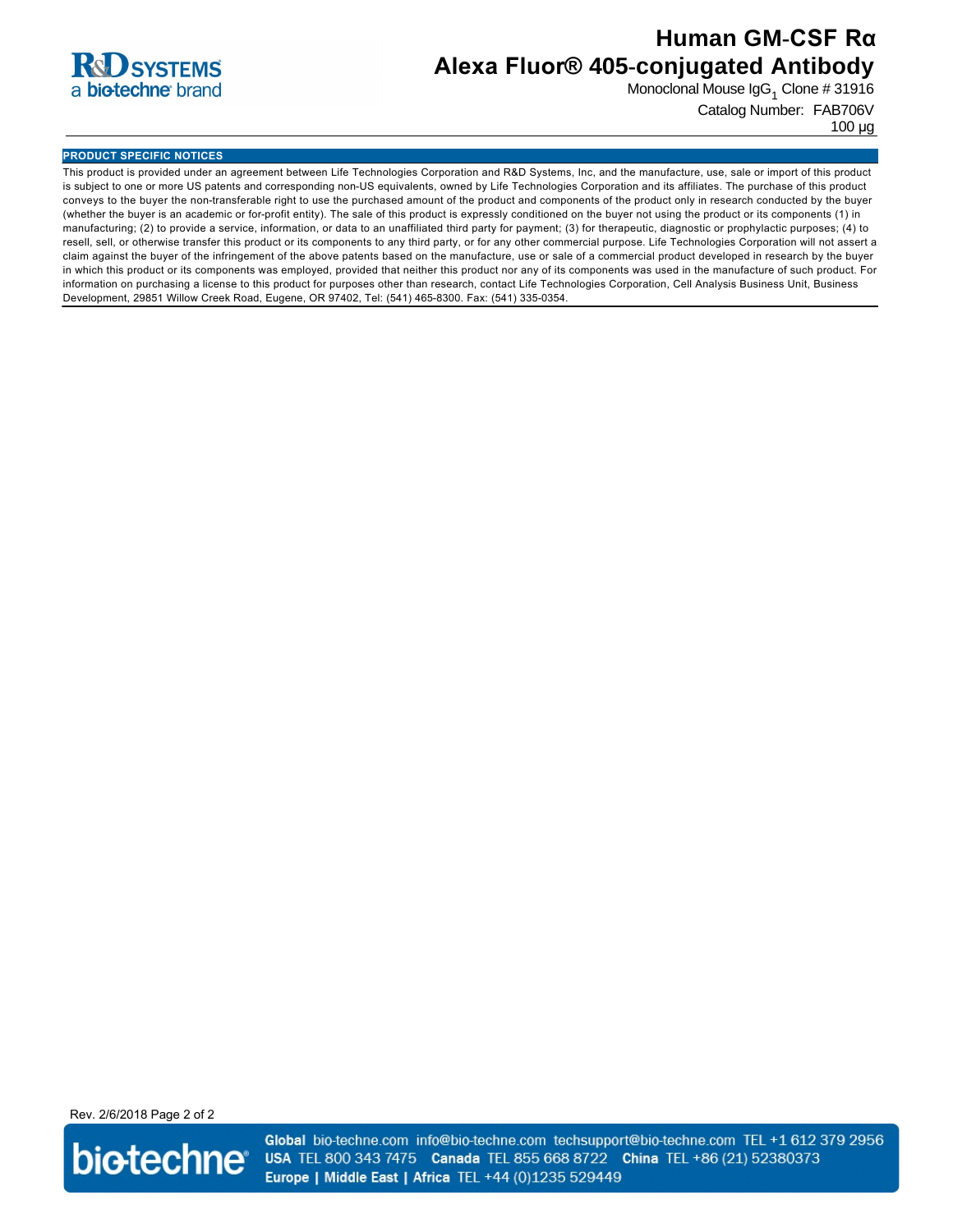# Human GM-CSF Rα Alexa Fluor® 405-conjugated Antibody

Monoclonal Mouse $IgG_1$ Clone # 31916

Catalog Number: FAB706V

100 µg

## PRODUCT SPECIFIC NOTICES

This product is provided under an agreement between Life Technologies Corporation and R&D Systems, Inc, and the manufacture, use, sale or import of this product is subject to one or more US patents and corresponding non-US equivalents, owned by Life Technologies Corporation and its affiliates. The purchase of this product conveys to the buyer the non-transferable right to use the purchased amount of the product and components of the product only in research conducted by the buyer (whether the buyer is an academic or for-profit entity). The sale of this product is expressly conditioned on the buyer not using the product or its components (1) in manufacturing; (2) to provide a service, information, or data to an unaffiliated third party for payment; (3) for therapeutic, diagnostic or prophylactic purposes; (4) to resell, sell, or otherwise transfer this product or its components to any third party, or for any other commercial purpose. Life Technologies Corporation will not assert a claim against the buyer of the infringement of the above patents based on the manufacture, use or sale of a commercial product developed in research by the buyer in which this product or its components was employed, provided that neither this product nor any of its components was used in the manufacture of such product. For information on purchasing a license to this product for purposes other than research, contact Life Technologies Corporation, Cell Analysis Business Unit, Business Development, 29851 Willow Creek Road, Eugene, OR 97402, Tel: (541) 465-8300. Fax: (541) 335-0354.

Rev. 2/6/2018

**Global** bio-techne.com info@bio-techne.com techsupport@bio-techne.com TEL +1 612 379 2956
**USA** TEL 800 343 7475 **Canada** TEL 855 668 8722 **China** TEL +86 (21) 52380373
**Europe | Middle East | Africa** TEL +44 (0)1235 529449